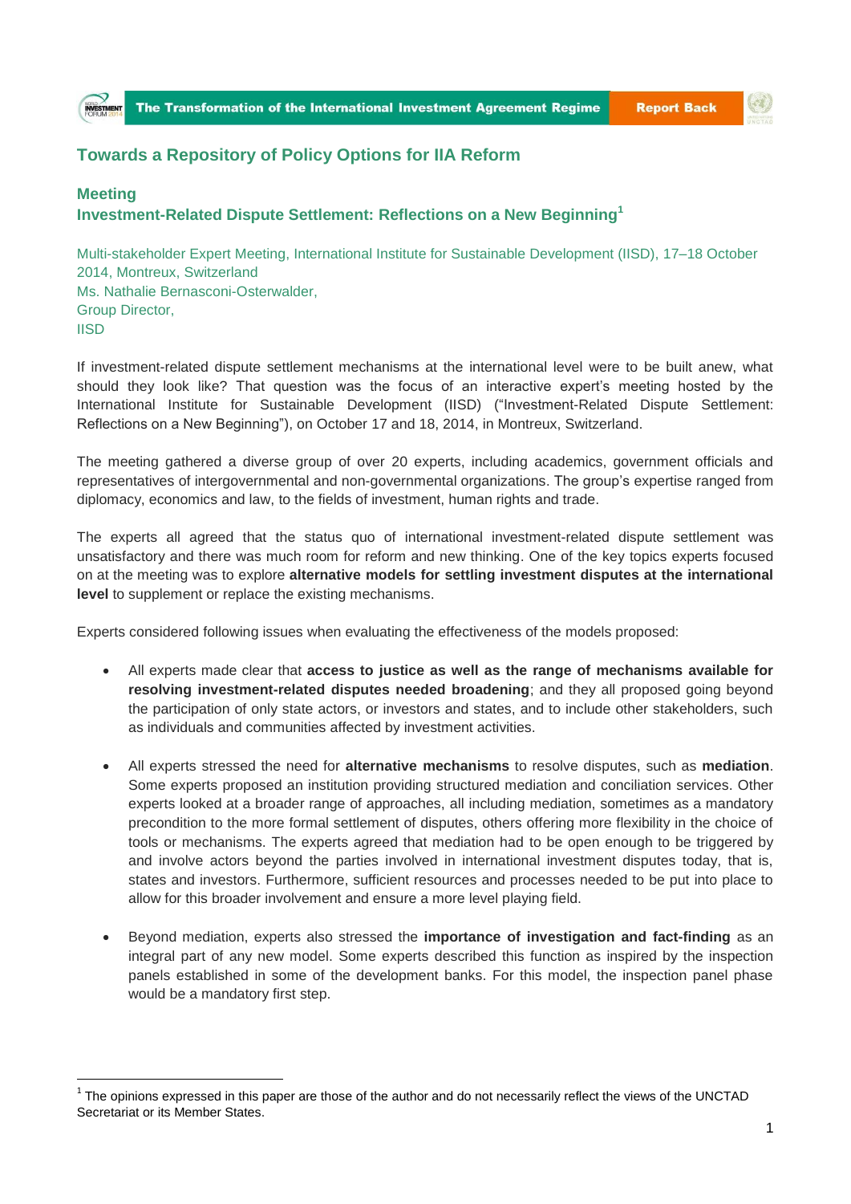# Towards a Repository of Policy Options for IIA Reform

## Meeting

## Investment-Related Dispute Settlement: Reflections on a New Beginning[1]

Multi-stakeholder Expert Meeting, International Institute for Sustainable Development (IISD), 17–18 October 2014, Montreux, Switzerland
Ms. Nathalie Bernasconi-Osterwalder,
Group Director,
IISD

If investment-related dispute settlement mechanisms at the international level were to be built anew, what should they look like? That question was the focus of an interactive expert's meeting hosted by the International Institute for Sustainable Development (IISD) ("Investment-Related Dispute Settlement: Reflections on a New Beginning"), on October 17 and 18, 2014, in Montreux, Switzerland.

The meeting gathered a diverse group of over 20 experts, including academics, government officials and representatives of intergovernmental and non-governmental organizations. The group's expertise ranged from diplomacy, economics and law, to the fields of investment, human rights and trade.

The experts all agreed that the status quo of international investment-related dispute settlement was unsatisfactory and there was much room for reform and new thinking. One of the key topics experts focused on at the meeting was to explore **alternative models for settling investment disputes at the international level** to supplement or replace the existing mechanisms.

Experts considered following issues when evaluating the effectiveness of the models proposed:

- All experts made clear that **access to justice as well as the range of mechanisms available for resolving investment-related disputes needed broadening**; and they all proposed going beyond the participation of only state actors, or investors and states, and to include other stakeholders, such as individuals and communities affected by investment activities.

- All experts stressed the need for **alternative mechanisms** to resolve disputes, such as **mediation**. Some experts proposed an institution providing structured mediation and conciliation services. Other experts looked at a broader range of approaches, all including mediation, sometimes as a mandatory precondition to the more formal settlement of disputes, others offering more flexibility in the choice of tools or mechanisms. The experts agreed that mediation had to be open enough to be triggered by and involve actors beyond the parties involved in international investment disputes today, that is, states and investors. Furthermore, sufficient resources and processes needed to be put into place to allow for this broader involvement and ensure a more level playing field.

- Beyond mediation, experts also stressed the **importance of investigation and fact-finding** as an integral part of any new model. Some experts described this function as inspired by the inspection panels established in some of the development banks. For this model, the inspection panel phase would be a mandatory first step.

---

[1] The opinions expressed in this paper are those of the author and do not necessarily reflect the views of the UNCTAD Secretariat or its Member States.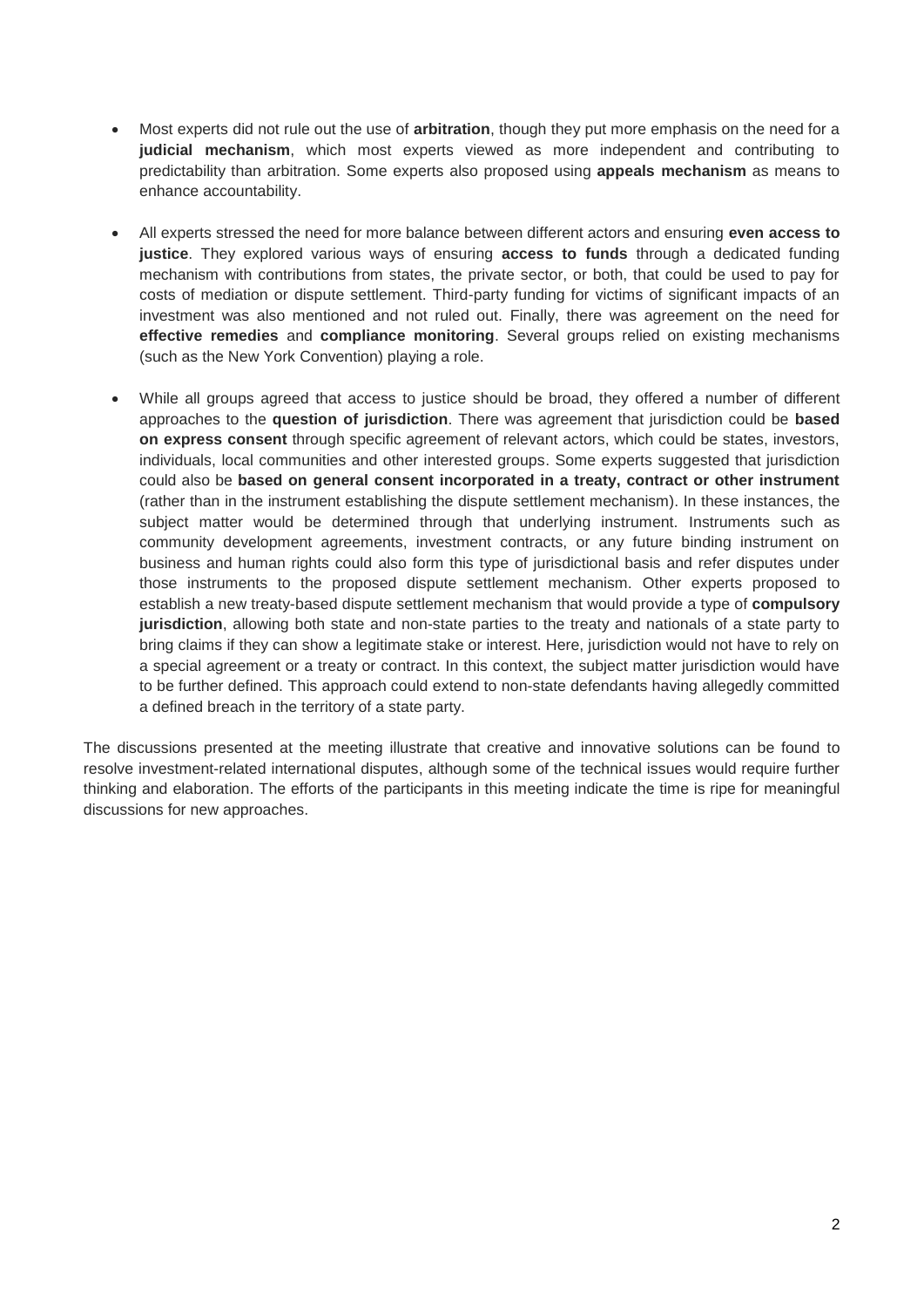- Most experts did not rule out the use of **arbitration**, though they put more emphasis on the need for a **judicial mechanism**, which most experts viewed as more independent and contributing to predictability than arbitration. Some experts also proposed using **appeals mechanism** as means to enhance accountability.

- All experts stressed the need for more balance between different actors and ensuring **even access to justice**. They explored various ways of ensuring **access to funds** through a dedicated funding mechanism with contributions from states, the private sector, or both, that could be used to pay for costs of mediation or dispute settlement. Third-party funding for victims of significant impacts of an investment was also mentioned and not ruled out. Finally, there was agreement on the need for **effective remedies** and **compliance monitoring**. Several groups relied on existing mechanisms (such as the New York Convention) playing a role.

- While all groups agreed that access to justice should be broad, they offered a number of different approaches to the **question of jurisdiction**. There was agreement that jurisdiction could be **based on express consent** through specific agreement of relevant actors, which could be states, investors, individuals, local communities and other interested groups. Some experts suggested that jurisdiction could also be **based on general consent incorporated in a treaty, contract or other instrument** (rather than in the instrument establishing the dispute settlement mechanism). In these instances, the subject matter would be determined through that underlying instrument. Instruments such as community development agreements, investment contracts, or any future binding instrument on business and human rights could also form this type of jurisdictional basis and refer disputes under those instruments to the proposed dispute settlement mechanism. Other experts proposed to establish a new treaty-based dispute settlement mechanism that would provide a type of **compulsory jurisdiction**, allowing both state and non-state parties to the treaty and nationals of a state party to bring claims if they can show a legitimate stake or interest. Here, jurisdiction would not have to rely on a special agreement or a treaty or contract. In this context, the subject matter jurisdiction would have to be further defined. This approach could extend to non-state defendants having allegedly committed a defined breach in the territory of a state party.

The discussions presented at the meeting illustrate that creative and innovative solutions can be found to resolve investment-related international disputes, although some of the technical issues would require further thinking and elaboration. The efforts of the participants in this meeting indicate the time is ripe for meaningful discussions for new approaches.